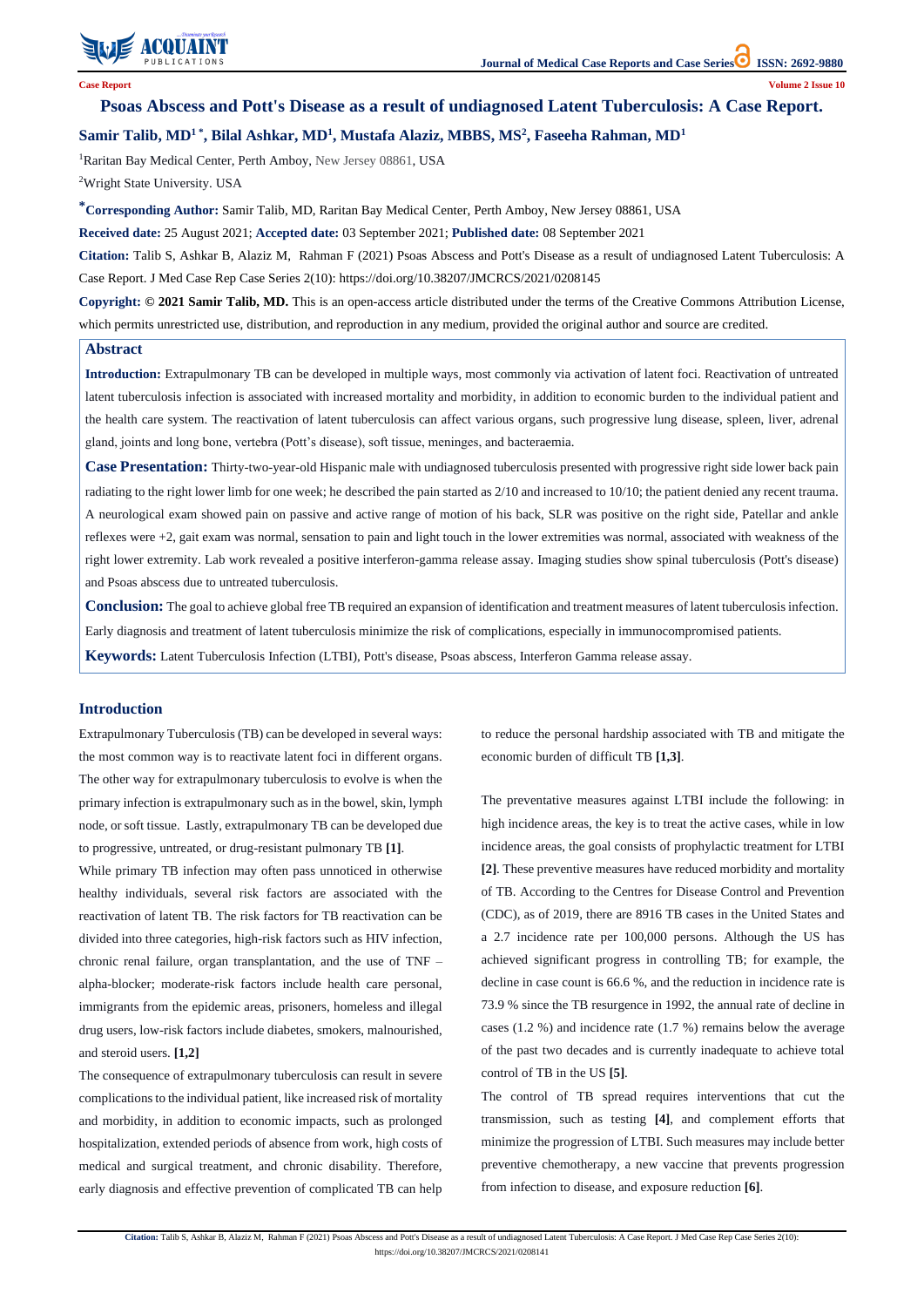Case Report

# Psoas Abscess and Pott's Disease as a result of undiagnosed Latent Tuberculosis: A Case Report.

**Samir Talib, MD[1*], Bilal Ashkar, MD[1], Mustafa Alaziz, MBBS, MS[2], Faseeha Rahman, MD[1]**

[1]Raritan Bay Medical Center, Perth Amboy, New Jersey 08861, USA

[2]Wright State University. USA

**[*]Corresponding Author:** Samir Talib, MD, Raritan Bay Medical Center, Perth Amboy, New Jersey 08861, USA

**Received date:** 25 August 2021; **Accepted date:** 03 September 2021; **Published date:** 08 September 2021

**Citation:** Talib S, Ashkar B, Alaziz M, Rahman F (2021) Psoas Abscess and Pott's Disease as a result of undiagnosed Latent Tuberculosis: A Case Report. J Med Case Rep Case Series 2(10): https://doi.org/10.38207/JMCRCS/2021/0208145

**Copyright: © 2021 Samir Talib, MD.** This is an open-access article distributed under the terms of the Creative Commons Attribution License, which permits unrestricted use, distribution, and reproduction in any medium, provided the original author and source are credited.

## Abstract

**Introduction:** Extrapulmonary TB can be developed in multiple ways, most commonly via activation of latent foci. Reactivation of untreated latent tuberculosis infection is associated with increased mortality and morbidity, in addition to economic burden to the individual patient and the health care system. The reactivation of latent tuberculosis can affect various organs, such progressive lung disease, spleen, liver, adrenal gland, joints and long bone, vertebra (Pott's disease), soft tissue, meninges, and bacteraemia.

**Case Presentation:** Thirty-two-year-old Hispanic male with undiagnosed tuberculosis presented with progressive right side lower back pain radiating to the right lower limb for one week; he described the pain started as 2/10 and increased to 10/10; the patient denied any recent trauma. A neurological exam showed pain on passive and active range of motion of his back, SLR was positive on the right side, Patellar and ankle reflexes were +2, gait exam was normal, sensation to pain and light touch in the lower extremities was normal, associated with weakness of the right lower extremity. Lab work revealed a positive interferon-gamma release assay. Imaging studies show spinal tuberculosis (Pott's disease) and Psoas abscess due to untreated tuberculosis.

**Conclusion:** The goal to achieve global free TB required an expansion of identification and treatment measures of latent tuberculosis infection. Early diagnosis and treatment of latent tuberculosis minimize the risk of complications, especially in immunocompromised patients.

**Keywords:** Latent Tuberculosis Infection (LTBI), Pott's disease, Psoas abscess, Interferon Gamma release assay.

## Introduction

Extrapulmonary Tuberculosis (TB) can be developed in several ways: the most common way is to reactivate latent foci in different organs. The other way for extrapulmonary tuberculosis to evolve is when the primary infection is extrapulmonary such as in the bowel, skin, lymph node, or soft tissue. Lastly, extrapulmonary TB can be developed due to progressive, untreated, or drug-resistant pulmonary TB **[1]**.

While primary TB infection may often pass unnoticed in otherwise healthy individuals, several risk factors are associated with the reactivation of latent TB. The risk factors for TB reactivation can be divided into three categories, high-risk factors such as HIV infection, chronic renal failure, organ transplantation, and the use of TNF – alpha-blocker; moderate-risk factors include health care personal, immigrants from the epidemic areas, prisoners, homeless and illegal drug users, low-risk factors include diabetes, smokers, malnourished, and steroid users. **[1,2]**

The consequence of extrapulmonary tuberculosis can result in severe complications to the individual patient, like increased risk of mortality and morbidity, in addition to economic impacts, such as prolonged hospitalization, extended periods of absence from work, high costs of medical and surgical treatment, and chronic disability. Therefore, early diagnosis and effective prevention of complicated TB can help to reduce the personal hardship associated with TB and mitigate the economic burden of difficult TB **[1,3]**.

The preventative measures against LTBI include the following: in high incidence areas, the key is to treat the active cases, while in low incidence areas, the goal consists of prophylactic treatment for LTBI **[2]**. These preventive measures have reduced morbidity and mortality of TB. According to the Centres for Disease Control and Prevention (CDC), as of 2019, there are 8916 TB cases in the United States and a 2.7 incidence rate per 100,000 persons. Although the US has achieved significant progress in controlling TB; for example, the decline in case count is 66.6 %, and the reduction in incidence rate is 73.9 % since the TB resurgence in 1992, the annual rate of decline in cases (1.2 %) and incidence rate (1.7 %) remains below the average of the past two decades and is currently inadequate to achieve total control of TB in the US **[5]**.

The control of TB spread requires interventions that cut the transmission, such as testing **[4]**, and complement efforts that minimize the progression of LTBI. Such measures may include better preventive chemotherapy, a new vaccine that prevents progression from infection to disease, and exposure reduction **[6]**.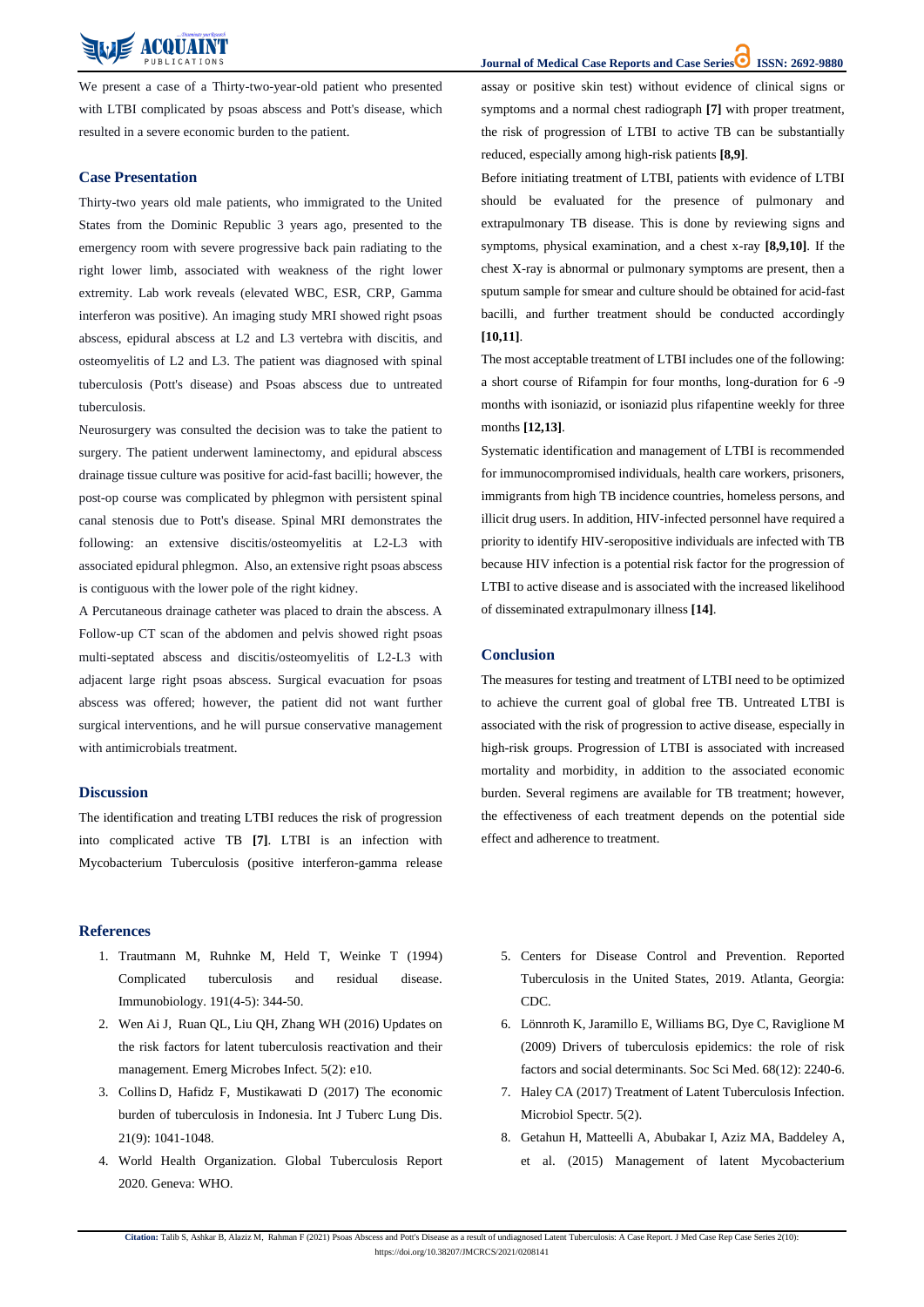We present a case of a Thirty-two-year-old patient who presented with LTBI complicated by psoas abscess and Pott's disease, which resulted in a severe economic burden to the patient.

## Case Presentation

Thirty-two years old male patients, who immigrated to the United States from the Dominic Republic 3 years ago, presented to the emergency room with severe progressive back pain radiating to the right lower limb, associated with weakness of the right lower extremity. Lab work reveals (elevated WBC, ESR, CRP, Gamma interferon was positive). An imaging study MRI showed right psoas abscess, epidural abscess at L2 and L3 vertebra with discitis, and osteomyelitis of L2 and L3. The patient was diagnosed with spinal tuberculosis (Pott's disease) and Psoas abscess due to untreated tuberculosis.

Neurosurgery was consulted the decision was to take the patient to surgery. The patient underwent laminectomy, and epidural abscess drainage tissue culture was positive for acid-fast bacilli; however, the post-op course was complicated by phlegmon with persistent spinal canal stenosis due to Pott's disease. Spinal MRI demonstrates the following: an extensive discitis/osteomyelitis at L2-L3 with associated epidural phlegmon. Also, an extensive right psoas abscess is contiguous with the lower pole of the right kidney.

A Percutaneous drainage catheter was placed to drain the abscess. A Follow-up CT scan of the abdomen and pelvis showed right psoas multi-septated abscess and discitis/osteomyelitis of L2-L3 with adjacent large right psoas abscess. Surgical evacuation for psoas abscess was offered; however, the patient did not want further surgical interventions, and he will pursue conservative management with antimicrobials treatment.

## Discussion

The identification and treating LTBI reduces the risk of progression into complicated active TB **[7]**. LTBI is an infection with Mycobacterium Tuberculosis (positive interferon-gamma release assay or positive skin test) without evidence of clinical signs or symptoms and a normal chest radiograph **[7]** with proper treatment, the risk of progression of LTBI to active TB can be substantially reduced, especially among high-risk patients **[8,9]**.

Before initiating treatment of LTBI, patients with evidence of LTBI should be evaluated for the presence of pulmonary and extrapulmonary TB disease. This is done by reviewing signs and symptoms, physical examination, and a chest x-ray **[8,9,10]**. If the chest X-ray is abnormal or pulmonary symptoms are present, then a sputum sample for smear and culture should be obtained for acid-fast bacilli, and further treatment should be conducted accordingly **[10,11]**.

The most acceptable treatment of LTBI includes one of the following: a short course of Rifampin for four months, long-duration for 6 -9 months with isoniazid, or isoniazid plus rifapentine weekly for three months **[12,13]**.

Systematic identification and management of LTBI is recommended for immunocompromised individuals, health care workers, prisoners, immigrants from high TB incidence countries, homeless persons, and illicit drug users. In addition, HIV-infected personnel have required a priority to identify HIV-seropositive individuals are infected with TB because HIV infection is a potential risk factor for the progression of LTBI to active disease and is associated with the increased likelihood of disseminated extrapulmonary illness **[14]**.

## Conclusion

The measures for testing and treatment of LTBI need to be optimized to achieve the current goal of global free TB. Untreated LTBI is associated with the risk of progression to active disease, especially in high-risk groups. Progression of LTBI is associated with increased mortality and morbidity, in addition to the associated economic burden. Several regimens are available for TB treatment; however, the effectiveness of each treatment depends on the potential side effect and adherence to treatment.

## References

1. Trautmann M, Ruhnke M, Held T, Weinke T (1994) Complicated tuberculosis and residual disease. Immunobiology. 191(4-5): 344-50.
2. Wen Ai J, Ruan QL, Liu QH, Zhang WH (2016) Updates on the risk factors for latent tuberculosis reactivation and their management. Emerg Microbes Infect. 5(2): e10.
3. Collins D, Hafidz F, Mustikawati D (2017) The economic burden of tuberculosis in Indonesia. Int J Tuberc Lung Dis. 21(9): 1041-1048.
4. World Health Organization. Global Tuberculosis Report 2020. Geneva: WHO.
5. Centers for Disease Control and Prevention. Reported Tuberculosis in the United States, 2019. Atlanta, Georgia: CDC.
6. Lönnroth K, Jaramillo E, Williams BG, Dye C, Raviglione M (2009) Drivers of tuberculosis epidemics: the role of risk factors and social determinants. Soc Sci Med. 68(12): 2240-6.
7. Haley CA (2017) Treatment of Latent Tuberculosis Infection. Microbiol Spectr. 5(2).
8. Getahun H, Matteelli A, Abubakar I, Aziz MA, Baddeley A, et al. (2015) Management of latent Mycobacterium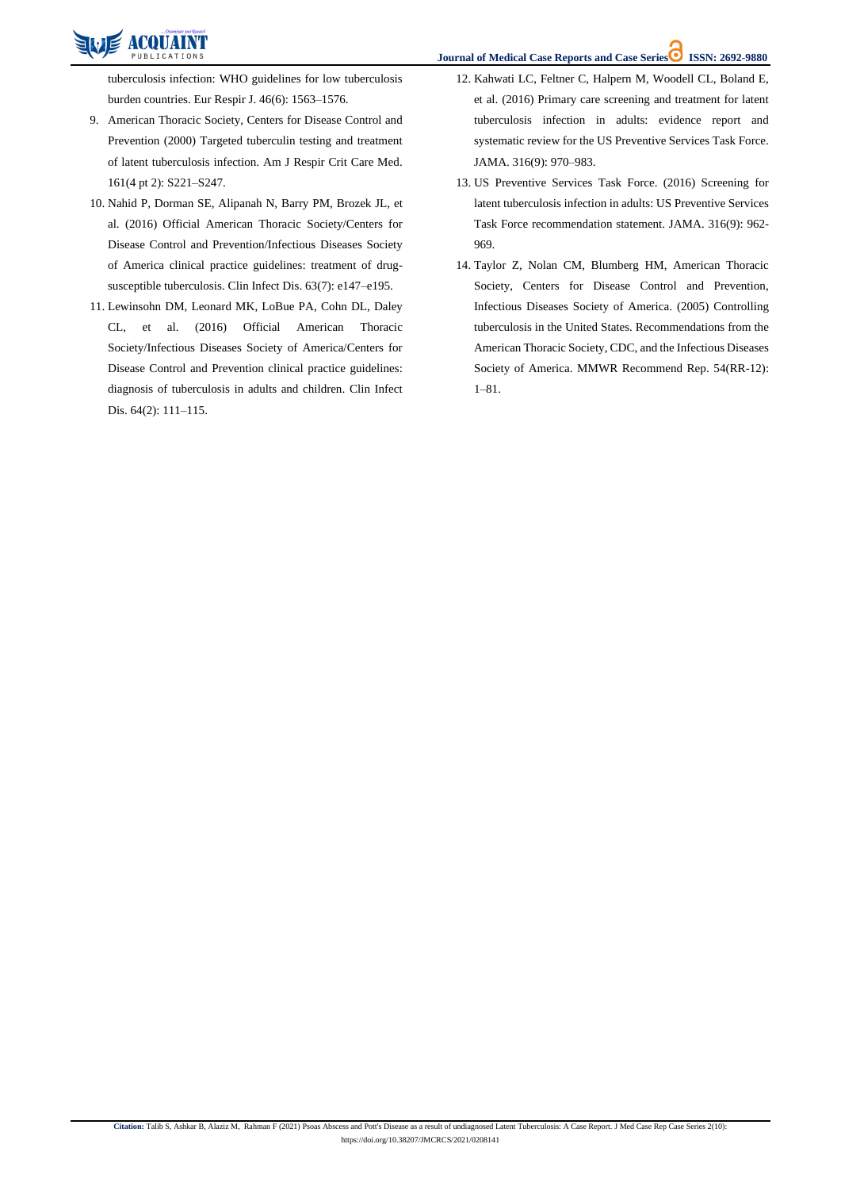tuberculosis infection: WHO guidelines for low tuberculosis burden countries. Eur Respir J. 46(6): 1563–1576.

9. American Thoracic Society, Centers for Disease Control and Prevention (2000) Targeted tuberculin testing and treatment of latent tuberculosis infection. Am J Respir Crit Care Med. 161(4 pt 2): S221–S247.
10. Nahid P, Dorman SE, Alipanah N, Barry PM, Brozek JL, et al. (2016) Official American Thoracic Society/Centers for Disease Control and Prevention/Infectious Diseases Society of America clinical practice guidelines: treatment of drug-susceptible tuberculosis. Clin Infect Dis. 63(7): e147–e195.
11. Lewinsohn DM, Leonard MK, LoBue PA, Cohn DL, Daley CL, et al. (2016) Official American Thoracic Society/Infectious Diseases Society of America/Centers for Disease Control and Prevention clinical practice guidelines: diagnosis of tuberculosis in adults and children. Clin Infect Dis. 64(2): 111–115.
12. Kahwati LC, Feltner C, Halpern M, Woodell CL, Boland E, et al. (2016) Primary care screening and treatment for latent tuberculosis infection in adults: evidence report and systematic review for the US Preventive Services Task Force. JAMA. 316(9): 970–983.
13. US Preventive Services Task Force. (2016) Screening for latent tuberculosis infection in adults: US Preventive Services Task Force recommendation statement. JAMA. 316(9): 962-969.
14. Taylor Z, Nolan CM, Blumberg HM, American Thoracic Society, Centers for Disease Control and Prevention, Infectious Diseases Society of America. (2005) Controlling tuberculosis in the United States. Recommendations from the American Thoracic Society, CDC, and the Infectious Diseases Society of America. MMWR Recommend Rep. 54(RR-12): 1–81.